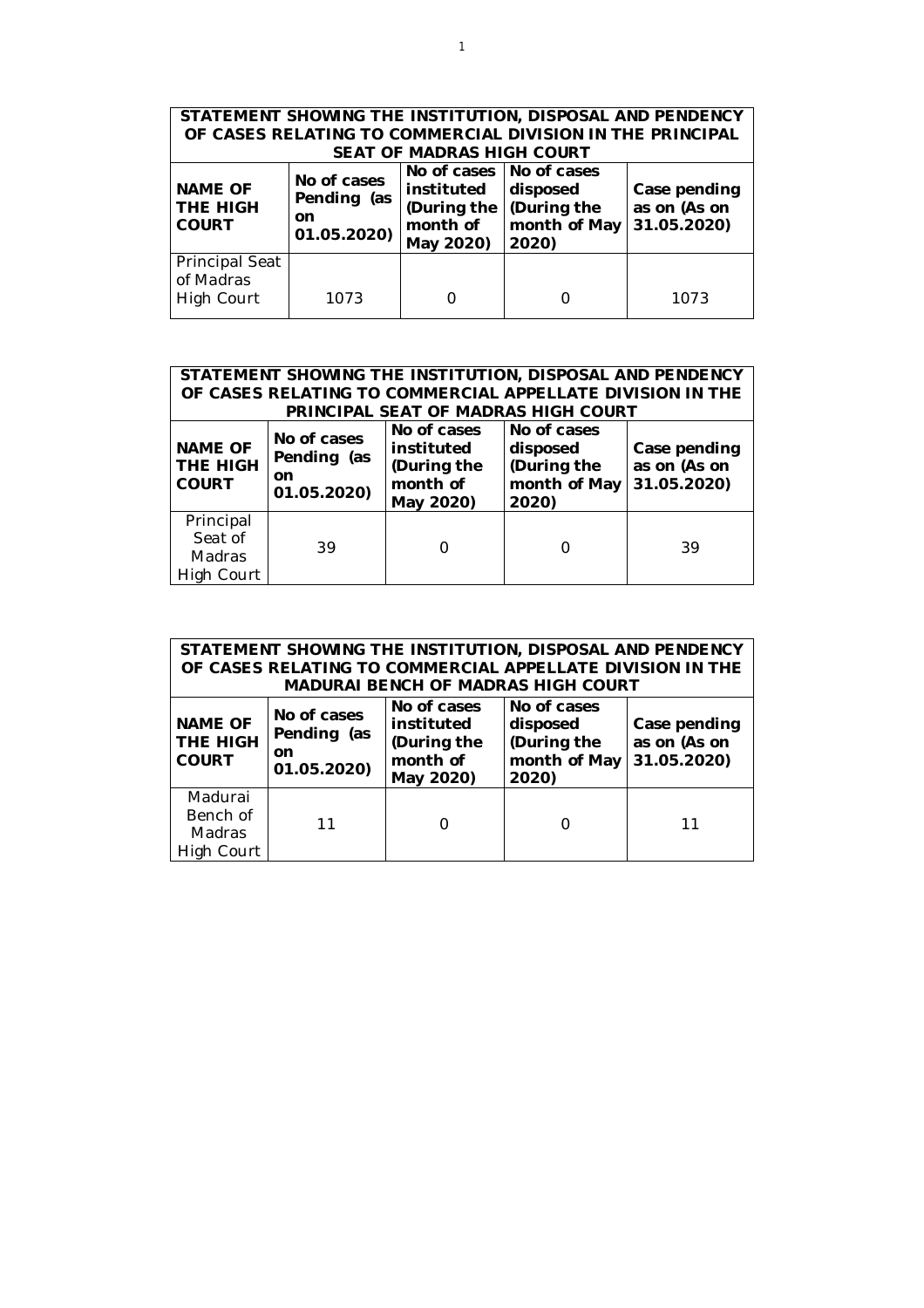| STATEMENT SHOWING THE INSTITUTION, DISPOSAL AND PENDENCY OF CASES RELATING TO COMMERCIAL DIVISION IN THE PRINCIPAL SEAT OF MADRAS HIGH COURT | | | | |
|---|---|---|---|---|
| **NAME OF THE HIGH COURT** | **No of cases Pending (as on 01.05.2020)** | **No of cases instituted (During the month of May 2020)** | **No of cases disposed (During the month of May 2020)** | **Case pending as on (As on 31.05.2020)** |
| Principal Seat of Madras High Court | 1073 | 0 | 0 | 1073 |

| STATEMENT SHOWING THE INSTITUTION, DISPOSAL AND PENDENCY OF CASES RELATING TO COMMERCIAL APPELLATE DIVISION IN THE PRINCIPAL SEAT OF MADRAS HIGH COURT | | | | |
|---|---|---|---|---|
| **NAME OF THE HIGH COURT** | **No of cases Pending (as on 01.05.2020)** | **No of cases instituted (During the month of May 2020)** | **No of cases disposed (During the month of May 2020)** | **Case pending as on (As on 31.05.2020)** |
| Principal Seat of Madras High Court | 39 | 0 | 0 | 39 |

| STATEMENT SHOWING THE INSTITUTION, DISPOSAL AND PENDENCY OF CASES RELATING TO COMMERCIAL APPELLATE DIVISION IN THE MADURAI BENCH OF MADRAS HIGH COURT | | | | |
|---|---|---|---|---|
| **NAME OF THE HIGH COURT** | **No of cases Pending (as on 01.05.2020)** | **No of cases instituted (During the month of May 2020)** | **No of cases disposed (During the month of May 2020)** | **Case pending as on (As on 31.05.2020)** |
| Madurai Bench of Madras High Court | 11 | 0 | 0 | 11 |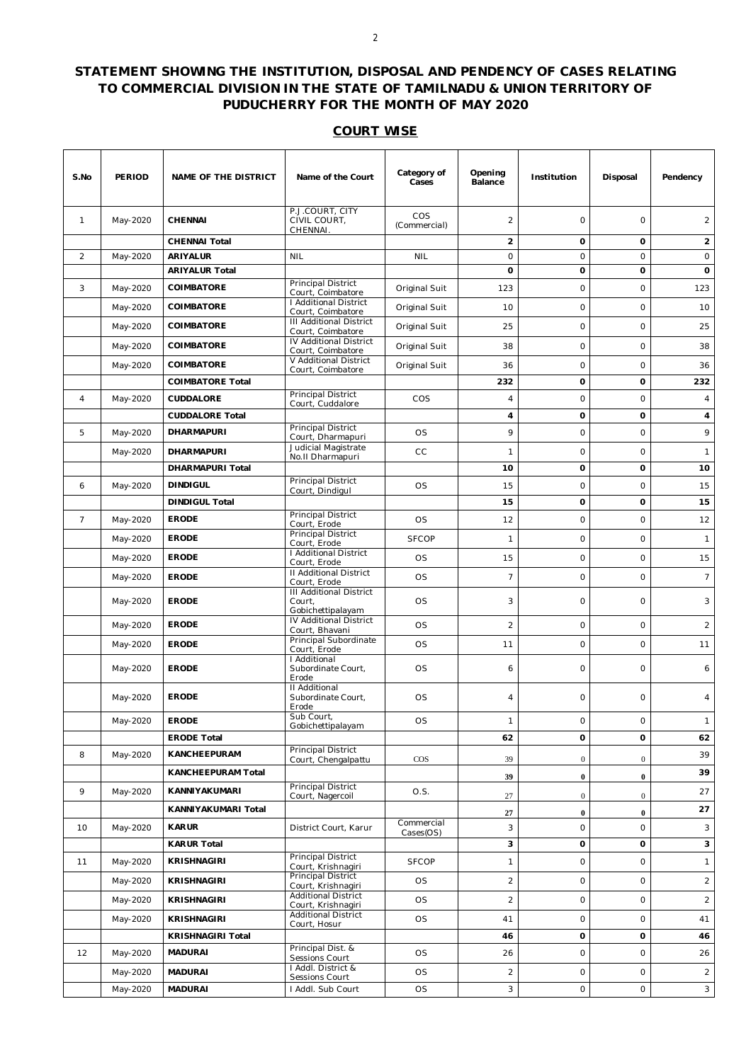## STATEMENT SHOWING THE INSTITUTION, DISPOSAL AND PENDENCY OF CASES RELATING TO COMMERCIAL DIVISION IN THE STATE OF TAMILNADU & UNION TERRITORY OF PUDUCHERRY FOR THE MONTH OF MAY 2020

### COURT WISE

| S.No | PERIOD | NAME OF THE DISTRICT | Name of the Court | Category of Cases | Opening Balance | Institution | Disposal | Pendency |
|---|---|---|---|---|---|---|---|---|
| 1 | May-2020 | **CHENNAI** | P.J.COURT, CITY CIVIL COURT, CHENNAI. | COS (Commercial) | 2 | 0 | 0 | 2 |
| | | **CHENNAI Total** | | | **2** | **0** | **0** | **2** |
| 2 | May-2020 | **ARIYALUR** | NIL | NIL | 0 | 0 | 0 | 0 |
| | | **ARIYALUR Total** | | | **0** | **0** | **0** | **0** |
| 3 | May-2020 | **COIMBATORE** | Principal District Court, Coimbatore | Original Suit | 123 | 0 | 0 | 123 |
| | May-2020 | **COIMBATORE** | I Additional District Court, Coimbatore | Original Suit | 10 | 0 | 0 | 10 |
| | May-2020 | **COIMBATORE** | III Additional District Court, Coimbatore | Original Suit | 25 | 0 | 0 | 25 |
| | May-2020 | **COIMBATORE** | IV Additional District Court, Coimbatore | Original Suit | 38 | 0 | 0 | 38 |
| | May-2020 | **COIMBATORE** | V Additional District Court, Coimbatore | Original Suit | 36 | 0 | 0 | 36 |
| | | **COIMBATORE Total** | | | **232** | **0** | **0** | **232** |
| 4 | May-2020 | **CUDDALORE** | Principal District Court, Cuddalore | COS | 4 | 0 | 0 | 4 |
| | | **CUDDALORE Total** | | | **4** | **0** | **0** | **4** |
| 5 | May-2020 | **DHARMAPURI** | Principal District Court, Dharmapuri | OS | 9 | 0 | 0 | 9 |
| | May-2020 | **DHARMAPURI** | Judicial Magistrate No.II Dharmapuri | CC | 1 | 0 | 0 | 1 |
| | | **DHARMAPURI Total** | | | **10** | **0** | **0** | **10** |
| 6 | May-2020 | **DINDIGUL** | Principal District Court, Dindigul | OS | 15 | 0 | 0 | 15 |
| | | **DINDIGUL Total** | | | **15** | **0** | **0** | **15** |
| 7 | May-2020 | **ERODE** | Principal District Court, Erode | OS | 12 | 0 | 0 | 12 |
| | May-2020 | **ERODE** | Principal District Court, Erode | SFCOP | 1 | 0 | 0 | 1 |
| | May-2020 | **ERODE** | I Additional District Court, Erode | OS | 15 | 0 | 0 | 15 |
| | May-2020 | **ERODE** | II Additional District Court, Erode | OS | 7 | 0 | 0 | 7 |
| | May-2020 | **ERODE** | III Additional District Court, Gobichettipalayam | OS | 3 | 0 | 0 | 3 |
| | May-2020 | **ERODE** | IV Additional District Court, Bhavani | OS | 2 | 0 | 0 | 2 |
| | May-2020 | **ERODE** | Principal Subordinate Court, Erode | OS | 11 | 0 | 0 | 11 |
| | May-2020 | **ERODE** | I Additional Subordinate Court, Erode | OS | 6 | 0 | 0 | 6 |
| | May-2020 | **ERODE** | II Additional Subordinate Court, Erode | OS | 4 | 0 | 0 | 4 |
| | May-2020 | **ERODE** | Sub Court, Gobichettipalayam | OS | 1 | 0 | 0 | 1 |
| | | **ERODE Total** | | | **62** | **0** | **0** | **62** |
| 8 | May-2020 | **KANCHEEPURAM** | Principal District Court, Chengalpattu | COS | 39 | 0 | 0 | 39 |
| | | **KANCHEEPURAM Total** | | | **39** | **0** | **0** | **39** |
| 9 | May-2020 | **KANNIYAKUMARI** | Principal District Court, Nagercoil | O.S. | 27 | 0 | 0 | 27 |
| | | **KANNIYAKUMARI Total** | | | **27** | **0** | **0** | **27** |
| 10 | May-2020 | **KARUR** | District Court, Karur | Commercial Cases(OS) | 3 | 0 | 0 | 3 |
| | | **KARUR Total** | | | **3** | **0** | **0** | **3** |
| 11 | May-2020 | **KRISHNAGIRI** | Principal District Court, Krishnagiri | SFCOP | 1 | 0 | 0 | 1 |
| | May-2020 | **KRISHNAGIRI** | Principal District Court, Krishnagiri | OS | 2 | 0 | 0 | 2 |
| | May-2020 | **KRISHNAGIRI** | Additional District Court, Krishnagiri | OS | 2 | 0 | 0 | 2 |
| | May-2020 | **KRISHNAGIRI** | Additional District Court, Hosur | OS | 41 | 0 | 0 | 41 |
| | | **KRISHNAGIRI Total** | | | **46** | **0** | **0** | **46** |
| 12 | May-2020 | **MADURAI** | Principal Dist. & Sessions Court | OS | 26 | 0 | 0 | 26 |
| | May-2020 | **MADURAI** | I Addl. District & Sessions Court | OS | 2 | 0 | 0 | 2 |
| | May-2020 | **MADURAI** | I Addl. Sub Court | OS | 3 | 0 | 0 | 3 |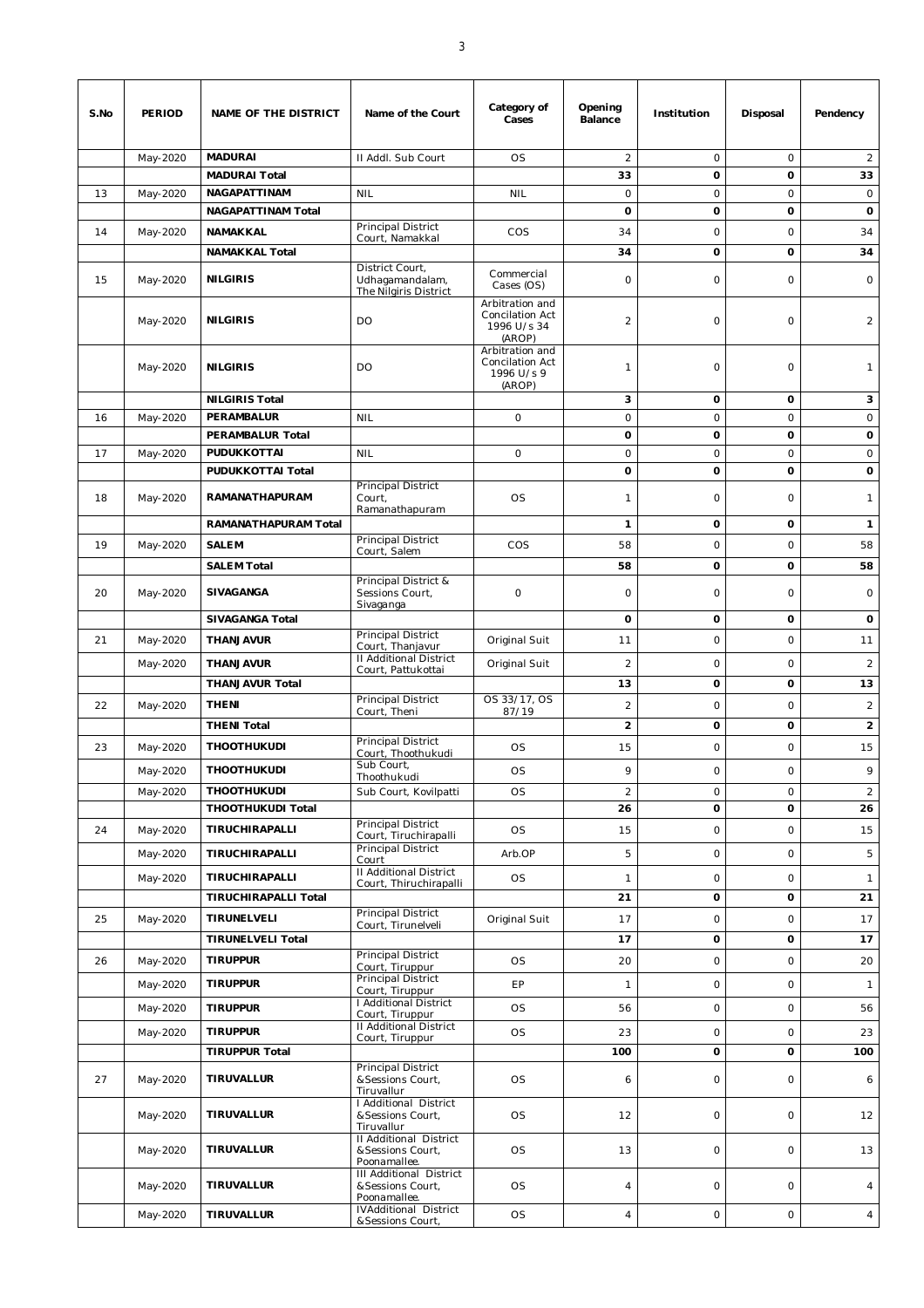| S.No | PERIOD | NAME OF THE DISTRICT | Name of the Court | Category of Cases | Opening Balance | Institution | Disposal | Pendency |
|---|---|---|---|---|---|---|---|---|
| | May-2020 | **MADURAI** | II Addl. Sub Court | OS | 2 | 0 | 0 | 2 |
| | | **MADURAI Total** | | | **33** | **0** | **0** | **33** |
| 13 | May-2020 | **NAGAPATTINAM** | NIL | NIL | 0 | 0 | 0 | 0 |
| | | **NAGAPATTINAM Total** | | | **0** | **0** | **0** | **0** |
| 14 | May-2020 | **NAMAKKAL** | Principal District Court, Namakkal | COS | 34 | 0 | 0 | 34 |
| | | **NAMAKKAL Total** | | | **34** | **0** | **0** | **34** |
| 15 | May-2020 | **NILGIRIS** | District Court, Udhagamandalam, The Nilgiris District | Commercial Cases (OS) | 0 | 0 | 0 | 0 |
| | May-2020 | **NILGIRIS** | DO | Arbitration and Concilation Act 1996 U/s 34 (AROP) | 2 | 0 | 0 | 2 |
| | May-2020 | **NILGIRIS** | DO | Arbitration and Concilation Act 1996 U/s 9 (AROP) | 1 | 0 | 0 | 1 |
| | | **NILGIRIS Total** | | | **3** | **0** | **0** | **3** |
| 16 | May-2020 | **PERAMBALUR** | NIL | 0 | 0 | 0 | 0 | 0 |
| | | **PERAMBALUR Total** | | | **0** | **0** | **0** | **0** |
| 17 | May-2020 | **PUDUKKOTTAI** | NIL | 0 | 0 | 0 | 0 | 0 |
| | | **PUDUKKOTTAI Total** | | | **0** | **0** | **0** | **0** |
| 18 | May-2020 | **RAMANATHAPURAM** | Principal District Court, Ramanathapuram | OS | 1 | 0 | 0 | 1 |
| | | **RAMANATHAPURAM Total** | | | **1** | **0** | **0** | **1** |
| 19 | May-2020 | **SALEM** | Principal District Court, Salem | COS | 58 | 0 | 0 | 58 |
| | | **SALEM Total** | | | **58** | **0** | **0** | **58** |
| 20 | May-2020 | **SIVAGANGA** | Principal District & Sessions Court, Sivaganga | 0 | 0 | 0 | 0 | 0 |
| | | **SIVAGANGA Total** | | | **0** | **0** | **0** | **0** |
| 21 | May-2020 | **THANJAVUR** | Principal District Court, Thanjavur | Original Suit | 11 | 0 | 0 | 11 |
| | May-2020 | **THANJAVUR** | II Additional District Court, Pattukottai | Original Suit | 2 | 0 | 0 | 2 |
| | | **THANJAVUR Total** | | | **13** | **0** | **0** | **13** |
| 22 | May-2020 | **THENI** | Principal District Court, Theni | OS 33/17, OS 87/19 | 2 | 0 | 0 | 2 |
| | | **THENI Total** | | | **2** | **0** | **0** | **2** |
| 23 | May-2020 | **THOOTHUKUDI** | Principal District Court, Thoothukudi | OS | 15 | 0 | 0 | 15 |
| | May-2020 | **THOOTHUKUDI** | Sub Court, Thoothukudi | OS | 9 | 0 | 0 | 9 |
| | May-2020 | **THOOTHUKUDI** | Sub Court, Kovilpatti | OS | 2 | 0 | 0 | 2 |
| | | **THOOTHUKUDI Total** | | | **26** | **0** | **0** | **26** |
| 24 | May-2020 | **TIRUCHIRAPALLI** | Principal District Court, Tiruchirapalli | OS | 15 | 0 | 0 | 15 |
| | May-2020 | **TIRUCHIRAPALLI** | Principal District Court | Arb.OP | 5 | 0 | 0 | 5 |
| | May-2020 | **TIRUCHIRAPALLI** | II Additional District Court, Thiruchirapalli | OS | 1 | 0 | 0 | 1 |
| | | **TIRUCHIRAPALLI Total** | | | **21** | **0** | **0** | **21** |
| 25 | May-2020 | **TIRUNELVELI** | Principal District Court, Tirunelveli | Original Suit | 17 | 0 | 0 | 17 |
| | | **TIRUNELVELI Total** | | | **17** | **0** | **0** | **17** |
| 26 | May-2020 | **TIRUPPUR** | Principal District Court, Tiruppur | OS | 20 | 0 | 0 | 20 |
| | May-2020 | **TIRUPPUR** | Principal District Court, Tiruppur | EP | 1 | 0 | 0 | 1 |
| | May-2020 | **TIRUPPUR** | I Additional District Court, Tiruppur | OS | 56 | 0 | 0 | 56 |
| | May-2020 | **TIRUPPUR** | II Additional District Court, Tiruppur | OS | 23 | 0 | 0 | 23 |
| | | **TIRUPPUR Total** | | | **100** | **0** | **0** | **100** |
| 27 | May-2020 | **TIRUVALLUR** | Principal District &Sessions Court, Tiruvallur | OS | 6 | 0 | 0 | 6 |
| | May-2020 | **TIRUVALLUR** | I Additional District &Sessions Court, Tiruvallur | OS | 12 | 0 | 0 | 12 |
| | May-2020 | **TIRUVALLUR** | II Additional District &Sessions Court, Poonamallee. | OS | 13 | 0 | 0 | 13 |
| | May-2020 | **TIRUVALLUR** | III Additional District &Sessions Court, Poonamallee. | OS | 4 | 0 | 0 | 4 |
| | May-2020 | **TIRUVALLUR** | IVAdditional District &Sessions Court, | OS | 4 | 0 | 0 | 4 |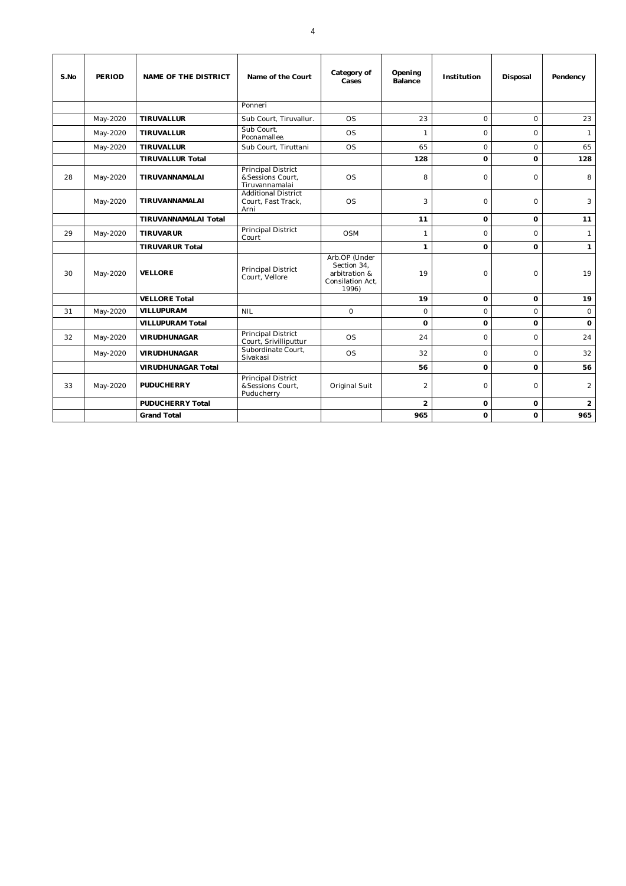| S.No | PERIOD | NAME OF THE DISTRICT | Name of the Court | Category of Cases | Opening Balance | Institution | Disposal | Pendency |
|---|---|---|---|---|---|---|---|---|
| | | | Ponneri | | | | | |
| | May-2020 | **TIRUVALLUR** | Sub Court, Tiruvallur. | OS | 23 | 0 | 0 | 23 |
| | May-2020 | **TIRUVALLUR** | Sub Court, Poonamallee. | OS | 1 | 0 | 0 | 1 |
| | May-2020 | **TIRUVALLUR** | Sub Court, Tiruttani | OS | 65 | 0 | 0 | 65 |
| | | **TIRUVALLUR Total** | | | **128** | **0** | **0** | **128** |
| 28 | May-2020 | **TIRUVANNAMALAI** | Principal District &Sessions Court, Tiruvannamalai | OS | 8 | 0 | 0 | 8 |
| | May-2020 | **TIRUVANNAMALAI** | Additional District Court, Fast Track, Arni | OS | 3 | 0 | 0 | 3 |
| | | **TIRUVANNAMALAI Total** | | | **11** | **0** | **0** | **11** |
| 29 | May-2020 | **TIRUVARUR** | Principal District Court | OSM | 1 | 0 | 0 | 1 |
| | | **TIRUVARUR Total** | | | **1** | **0** | **0** | **1** |
| 30 | May-2020 | **VELLORE** | Principal District Court, Vellore | Arb.OP (Under Section 34, arbitration & Consilation Act, 1996) | 19 | 0 | 0 | 19 |
| | | **VELLORE Total** | | | **19** | **0** | **0** | **19** |
| 31 | May-2020 | **VILLUPURAM** | NIL | 0 | 0 | 0 | 0 | 0 |
| | | **VILLUPURAM Total** | | | **0** | **0** | **0** | **0** |
| 32 | May-2020 | **VIRUDHUNAGAR** | Principal District Court, Srivilliputtur | OS | 24 | 0 | 0 | 24 |
| | May-2020 | **VIRUDHUNAGAR** | Subordinate Court, Sivakasi | OS | 32 | 0 | 0 | 32 |
| | | **VIRUDHUNAGAR Total** | | | **56** | **0** | **0** | **56** |
| 33 | May-2020 | **PUDUCHERRY** | Principal District &Sessions Court, Puducherry | Original Suit | 2 | 0 | 0 | 2 |
| | | **PUDUCHERRY Total** | | | **2** | **0** | **0** | **2** |
| | | **Grand Total** | | | **965** | **0** | **0** | **965** |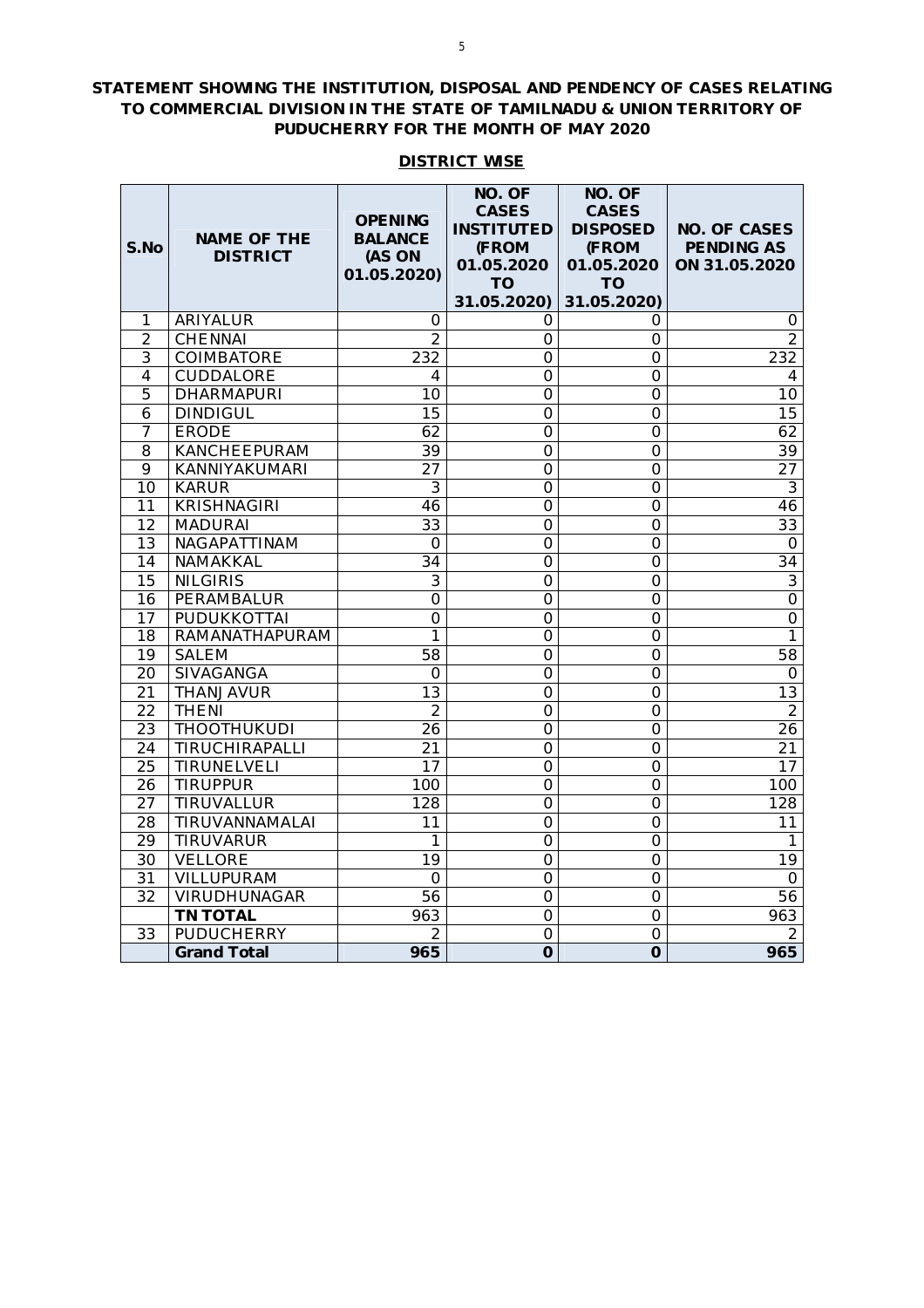**STATEMENT SHOWING THE INSTITUTION, DISPOSAL AND PENDENCY OF CASES RELATING TO COMMERCIAL DIVISION IN THE STATE OF TAMILNADU & UNION TERRITORY OF PUDUCHERRY FOR THE MONTH OF MAY 2020**

**DISTRICT WISE**

| S.No | NAME OF THE DISTRICT | OPENING BALANCE (AS ON 01.05.2020) | NO. OF CASES INSTITUTED (FROM 01.05.2020 TO 31.05.2020) | NO. OF CASES DISPOSED (FROM 01.05.2020 TO 31.05.2020) | NO. OF CASES PENDING AS ON 31.05.2020 |
|---|---|---|---|---|---|
| 1 | ARIYALUR | 0 | 0 | 0 | 0 |
| 2 | CHENNAI | 2 | 0 | 0 | 2 |
| 3 | COIMBATORE | 232 | 0 | 0 | 232 |
| 4 | CUDDALORE | 4 | 0 | 0 | 4 |
| 5 | DHARMAPURI | 10 | 0 | 0 | 10 |
| 6 | DINDIGUL | 15 | 0 | 0 | 15 |
| 7 | ERODE | 62 | 0 | 0 | 62 |
| 8 | KANCHEEPURAM | 39 | 0 | 0 | 39 |
| 9 | KANNIYAKUMARI | 27 | 0 | 0 | 27 |
| 10 | KARUR | 3 | 0 | 0 | 3 |
| 11 | KRISHNAGIRI | 46 | 0 | 0 | 46 |
| 12 | MADURAI | 33 | 0 | 0 | 33 |
| 13 | NAGAPATTINAM | 0 | 0 | 0 | 0 |
| 14 | NAMAKKAL | 34 | 0 | 0 | 34 |
| 15 | NILGIRIS | 3 | 0 | 0 | 3 |
| 16 | PERAMBALUR | 0 | 0 | 0 | 0 |
| 17 | PUDUKKOTTAI | 0 | 0 | 0 | 0 |
| 18 | RAMANATHAPURAM | 1 | 0 | 0 | 1 |
| 19 | SALEM | 58 | 0 | 0 | 58 |
| 20 | SIVAGANGA | 0 | 0 | 0 | 0 |
| 21 | THANJAVUR | 13 | 0 | 0 | 13 |
| 22 | THENI | 2 | 0 | 0 | 2 |
| 23 | THOOTHUKUDI | 26 | 0 | 0 | 26 |
| 24 | TIRUCHIRAPALLI | 21 | 0 | 0 | 21 |
| 25 | TIRUNELVELI | 17 | 0 | 0 | 17 |
| 26 | TIRUPPUR | 100 | 0 | 0 | 100 |
| 27 | TIRUVALLUR | 128 | 0 | 0 | 128 |
| 28 | TIRUVANNAMALAI | 11 | 0 | 0 | 11 |
| 29 | TIRUVARUR | 1 | 0 | 0 | 1 |
| 30 | VELLORE | 19 | 0 | 0 | 19 |
| 31 | VILLUPURAM | 0 | 0 | 0 | 0 |
| 32 | VIRUDHUNAGAR | 56 | 0 | 0 | 56 |
| | **TN TOTAL** | 963 | 0 | 0 | 963 |
| 33 | PUDUCHERRY | 2 | 0 | 0 | 2 |
| | **Grand Total** | **965** | **0** | **0** | **965** |